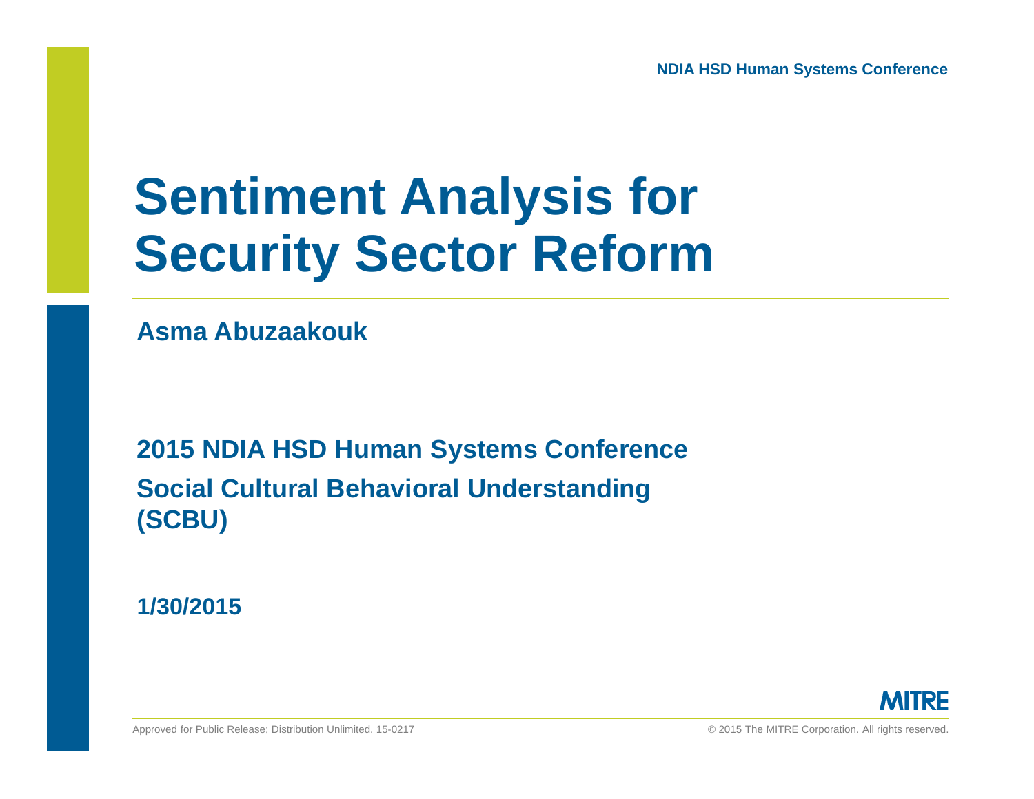# Sentiment Analysis for Security Sector Reform

**Asma Abuzaakouk**

**2015 NDIA HSD Human Systems Conference**

**Social Cultural Behavioral Understanding (SCBU)**

**1/30/2015**

Approved for Public Release; Distribution Unlimited. 15-0217

© 2015 The MITRE Corporation. All rights reserved.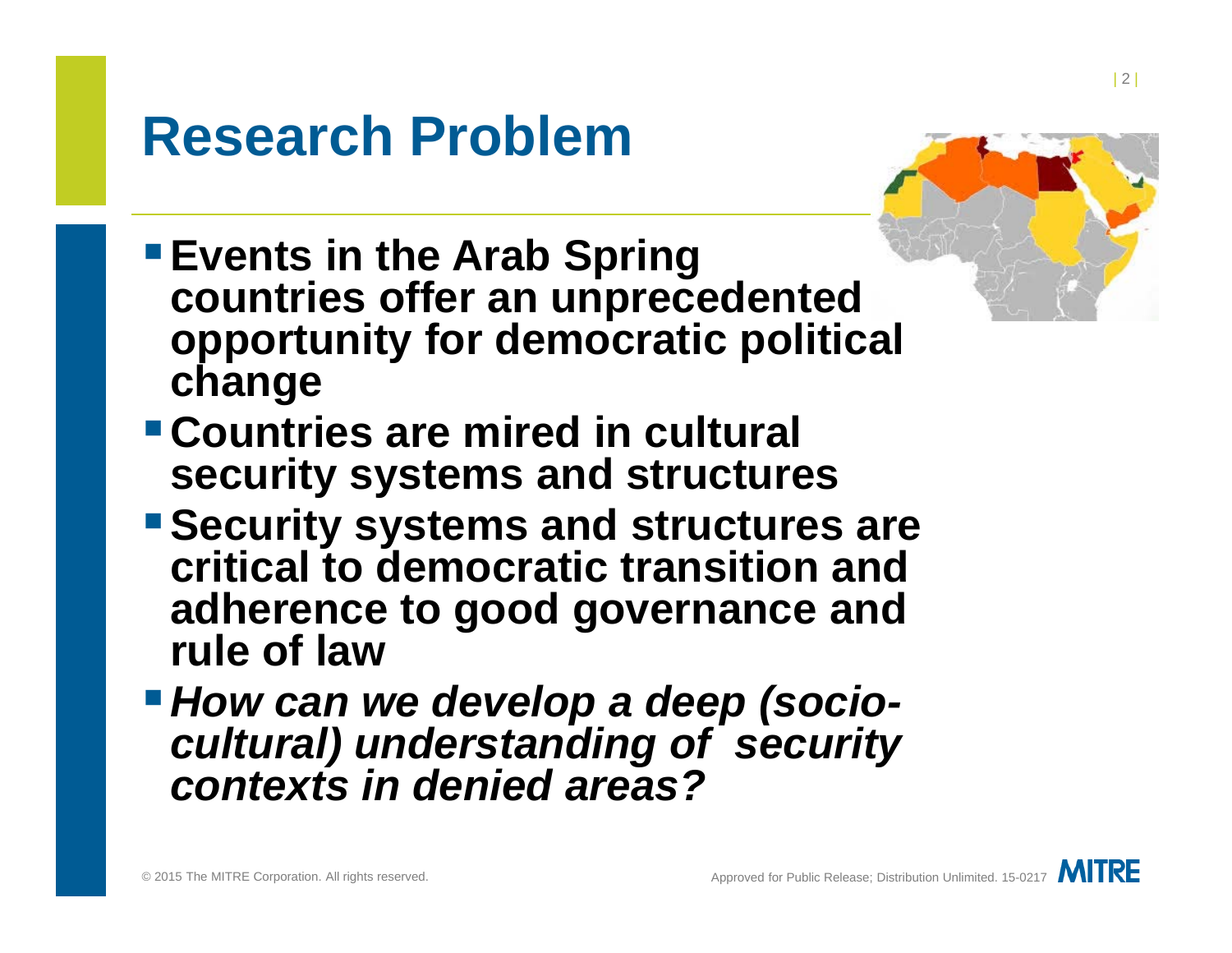# Research Problem

- **Events in the Arab Spring countries offer an unprecedented opportunity for democratic political change**
- **Countries are mired in cultural security systems and structures**
- **Security systems and structures are critical to democratic transition and adherence to good governance and rule of law**
- ***How can we develop a deep (socio-cultural) understanding of security contexts in denied areas?***

© 2015 The MITRE Corporation. All rights reserved.

Approved for Public Release; Distribution Unlimited. 15-0217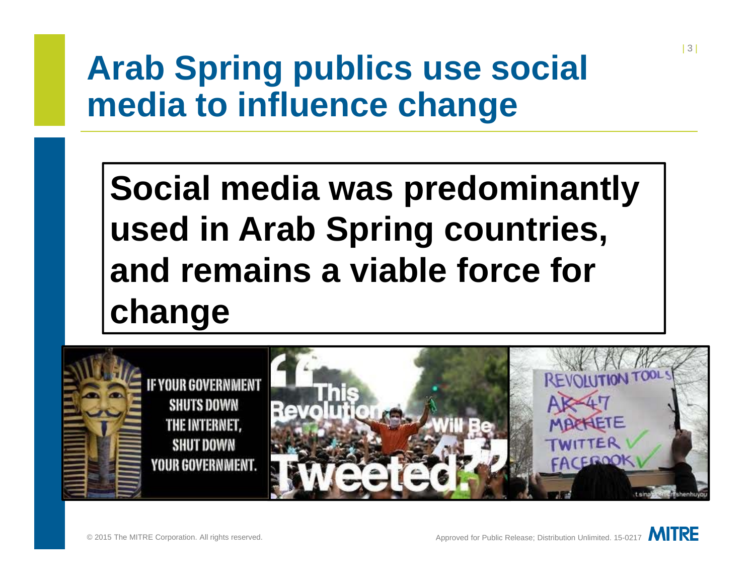# Arab Spring publics use social media to influence change

**Social media was predominantly used in Arab Spring countries, and remains a viable force for change**

IF YOUR GOVERNMENT SHUTS DOWN THE INTERNET, SHUT DOWN YOUR GOVERNMENT.

"This Revolution Will Be Tweeted"

REVOLUTION TOOLS
~~AK-47~~
~~MACHETE~~
TWITTER ✓
FACEBOOK ✓

© 2015 The MITRE Corporation. All rights reserved.

Approved for Public Release; Distribution Unlimited. 15-0217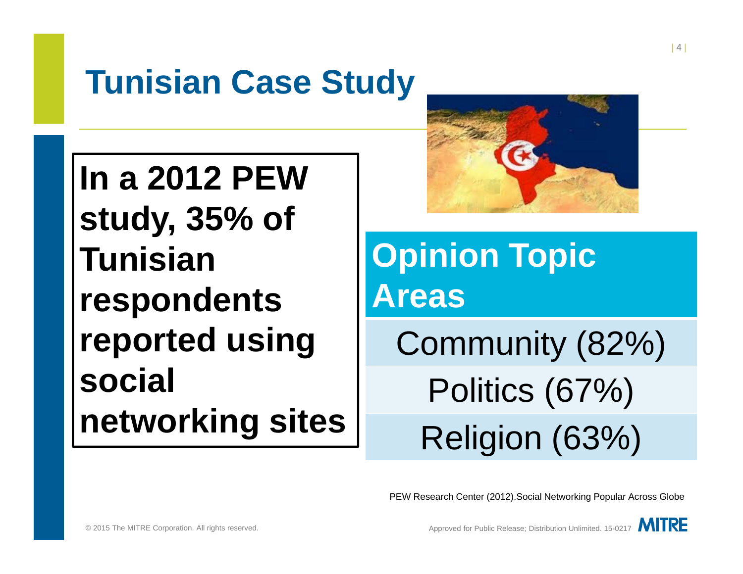# Tunisian Case Study

**In a 2012 PEW study, 35% of Tunisian respondents reported using social networking sites**

| Opinion Topic Areas |
|---|
| Community (82%) |
| Politics (67%) |
| Religion (63%) |

PEW Research Center (2012).Social Networking Popular Across Globe

© 2015 The MITRE Corporation. All rights reserved.

Approved for Public Release; Distribution Unlimited. 15-0217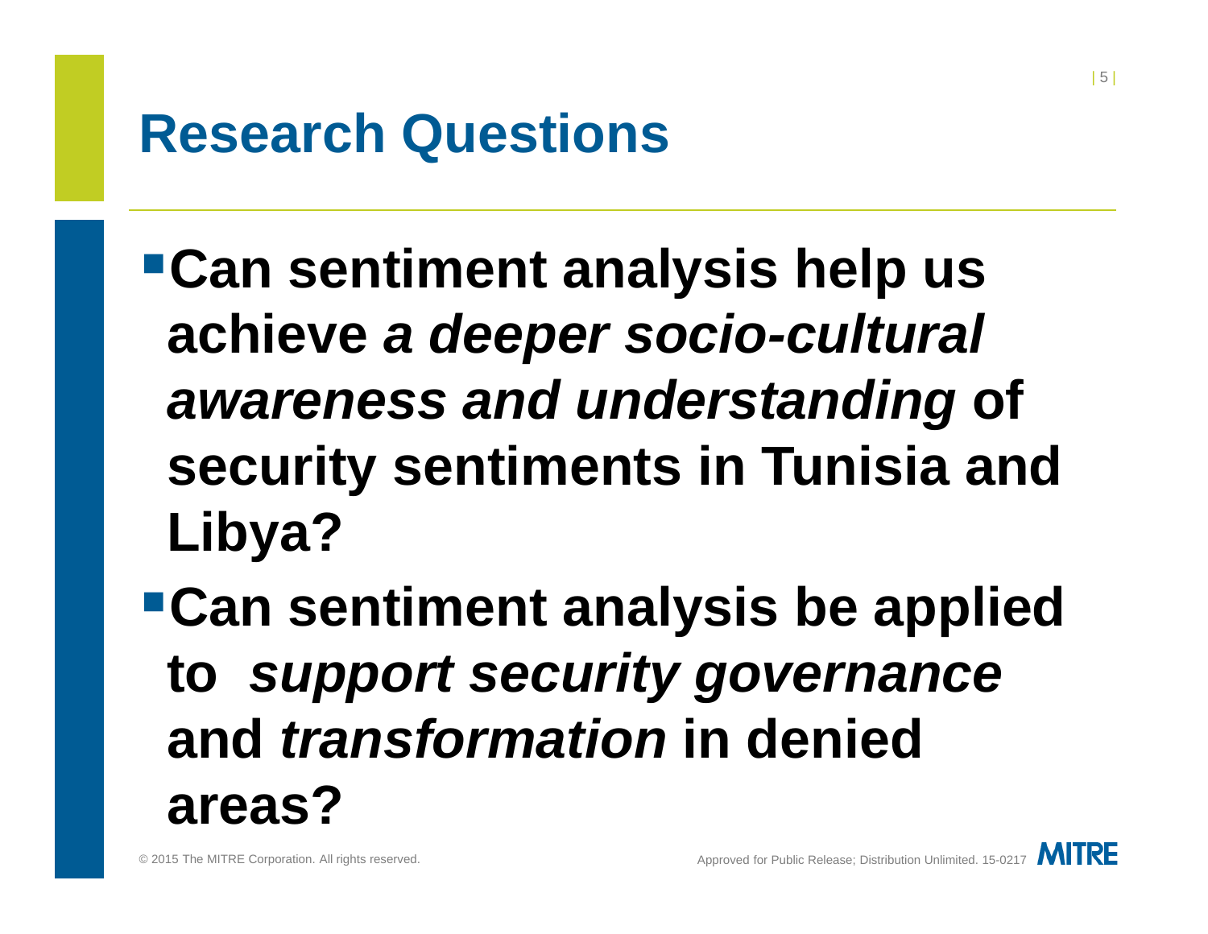# Research Questions

- **Can sentiment analysis help us achieve *a deeper socio-cultural awareness and understanding* of security sentiments in Tunisia and Libya?**
- **Can sentiment analysis be applied to *support security governance* and *transformation* in denied areas?**

© 2015 The MITRE Corporation. All rights reserved.

Approved for Public Release; Distribution Unlimited. 15-0217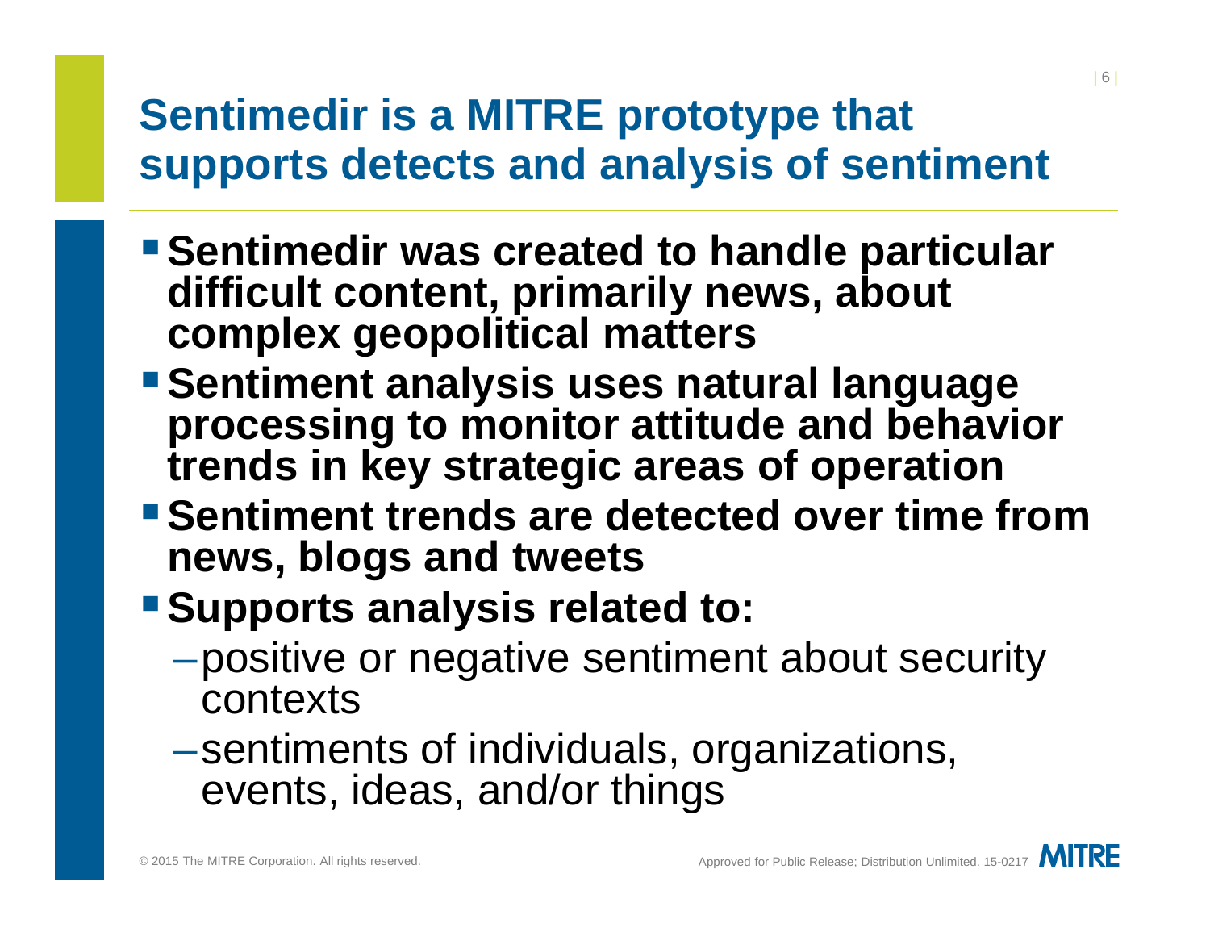# Sentimedir is a MITRE prototype that supports detects and analysis of sentiment

- **Sentimedir was created to handle particular difficult content, primarily news, about complex geopolitical matters**
- **Sentiment analysis uses natural language processing to monitor attitude and behavior trends in key strategic areas of operation**
- **Sentiment trends are detected over time from news, blogs and tweets**
- **Supports analysis related to:**
  - positive or negative sentiment about security contexts
  - sentiments of individuals, organizations, events, ideas, and/or things

© 2015 The MITRE Corporation. All rights reserved.

Approved for Public Release; Distribution Unlimited. 15-0217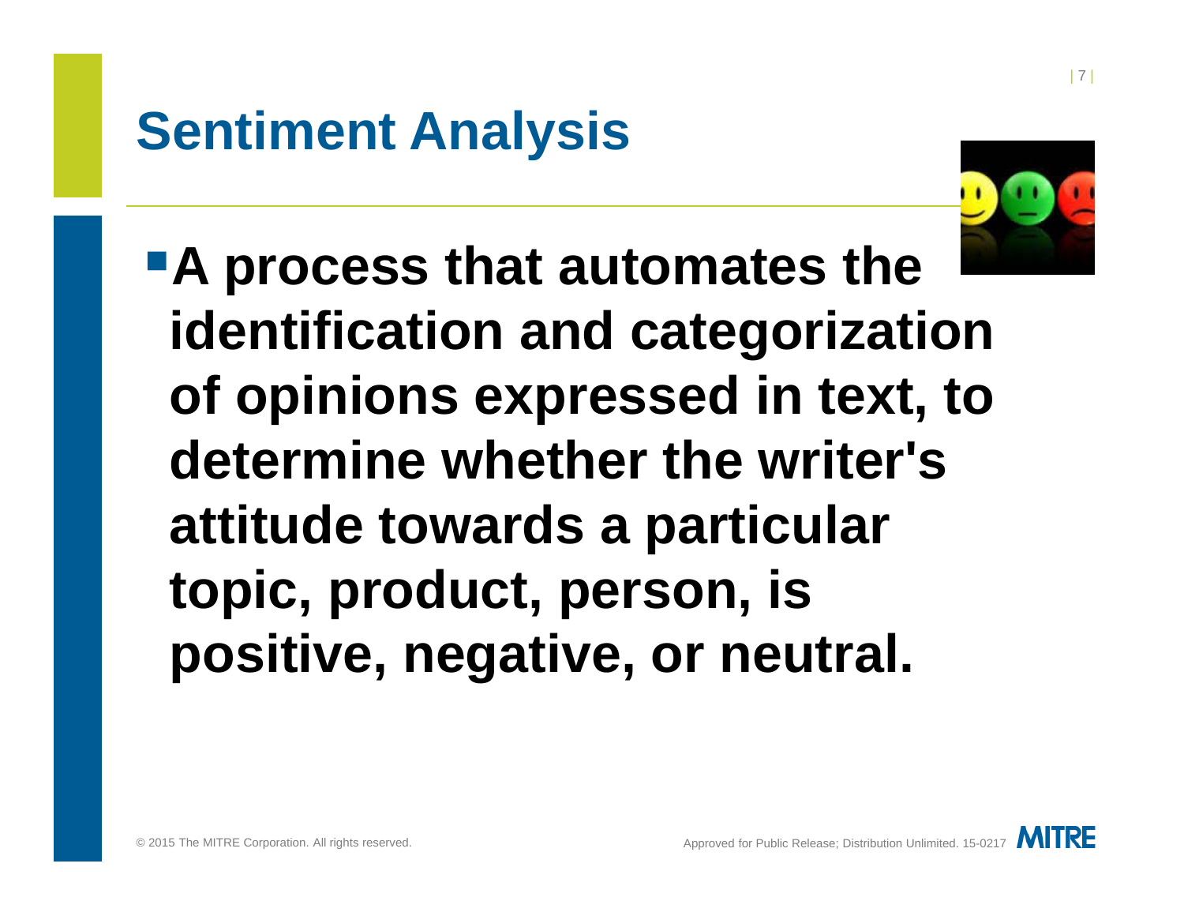# Sentiment Analysis

- **A process that automates the identification and categorization of opinions expressed in text, to determine whether the writer's attitude towards a particular topic, product, person, is positive, negative, or neutral.**

© 2015 The MITRE Corporation. All rights reserved.

Approved for Public Release; Distribution Unlimited. 15-0217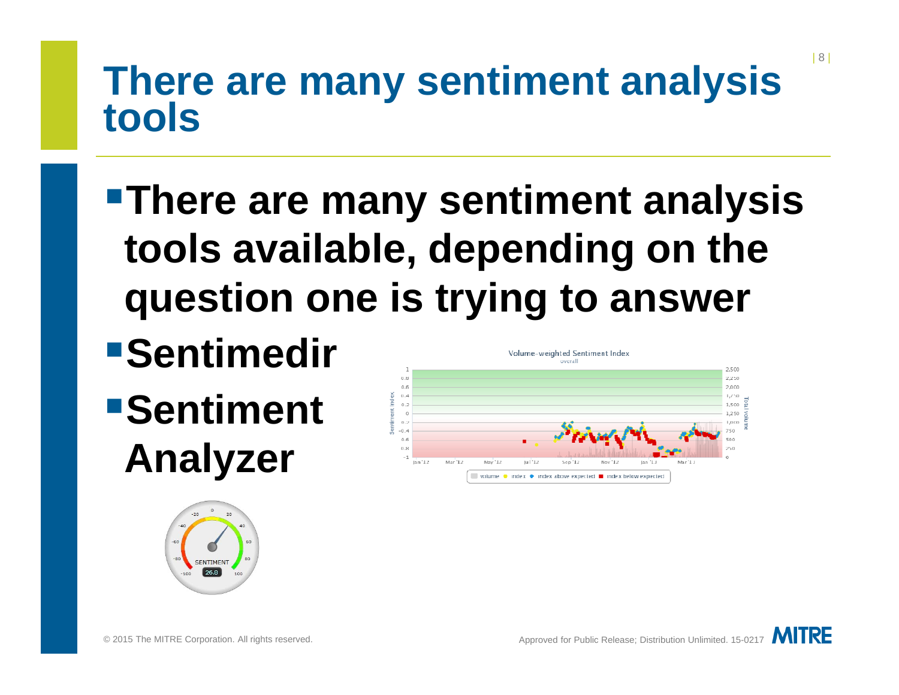# There are many sentiment analysis tools

- There are many sentiment analysis tools available, depending on the question one is trying to answer
- Sentimedir
- Sentiment Analyzer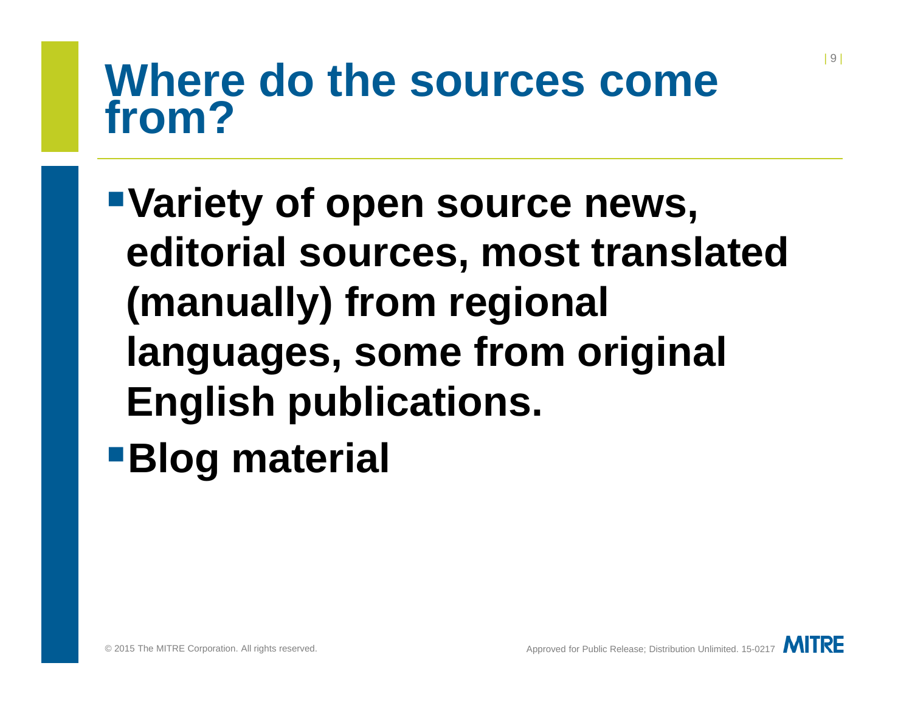# Where do the sources come from?

- **Variety of open source news, editorial sources, most translated (manually) from regional languages, some from original English publications.**
- **Blog material**

© 2015 The MITRE Corporation. All rights reserved.

Approved for Public Release; Distribution Unlimited. 15-0217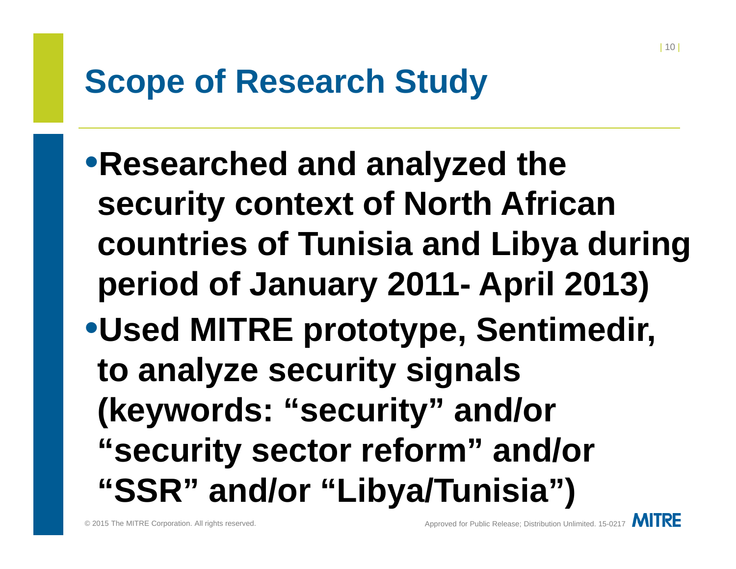# Scope of Research Study

- **Researched and analyzed the security context of North African countries of Tunisia and Libya during period of January 2011- April 2013)**
- **Used MITRE prototype, Sentimedir, to analyze security signals (keywords: "security" and/or "security sector reform" and/or "SSR" and/or "Libya/Tunisia")**

© 2015 The MITRE Corporation. All rights reserved.

Approved for Public Release; Distribution Unlimited. 15-0217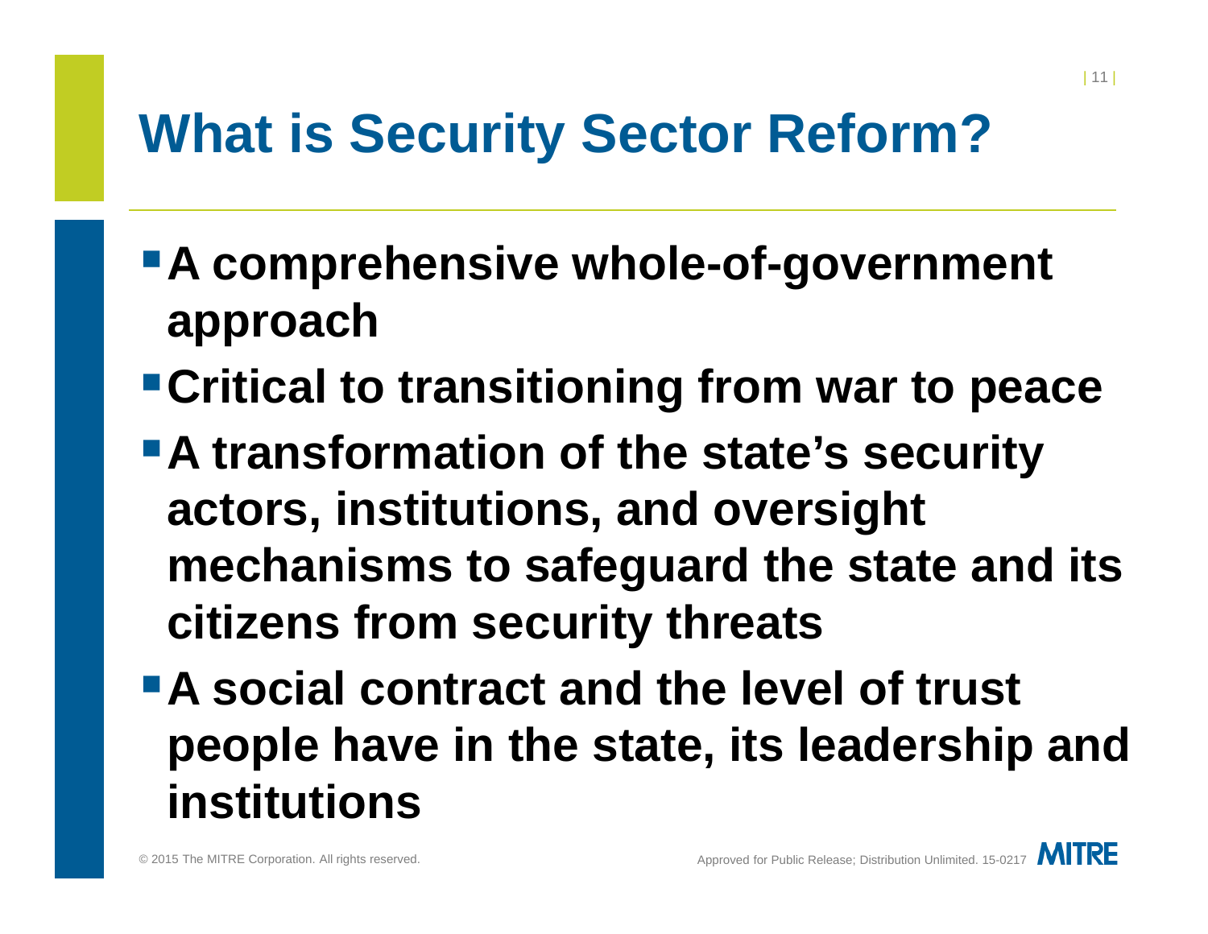# What is Security Sector Reform?

- **A comprehensive whole-of-government approach**
- **Critical to transitioning from war to peace**
- **A transformation of the state's security actors, institutions, and oversight mechanisms to safeguard the state and its citizens from security threats**
- **A social contract and the level of trust people have in the state, its leadership and institutions**

© 2015 The MITRE Corporation. All rights reserved.

Approved for Public Release; Distribution Unlimited. 15-0217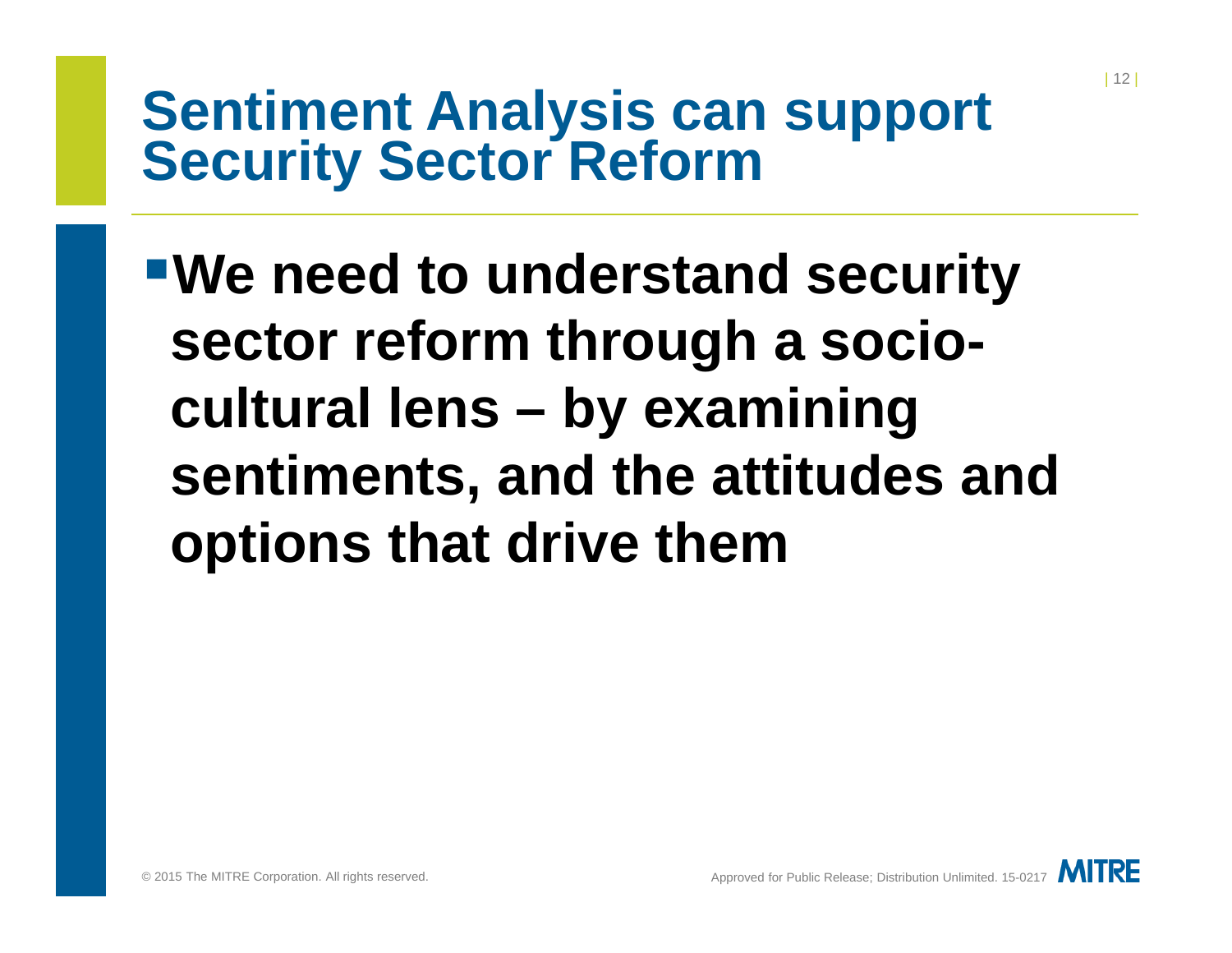# Sentiment Analysis can support Security Sector Reform

- **We need to understand security sector reform through a socio-cultural lens – by examining sentiments, and the attitudes and options that drive them**

© 2015 The MITRE Corporation. All rights reserved.

Approved for Public Release; Distribution Unlimited. 15-0217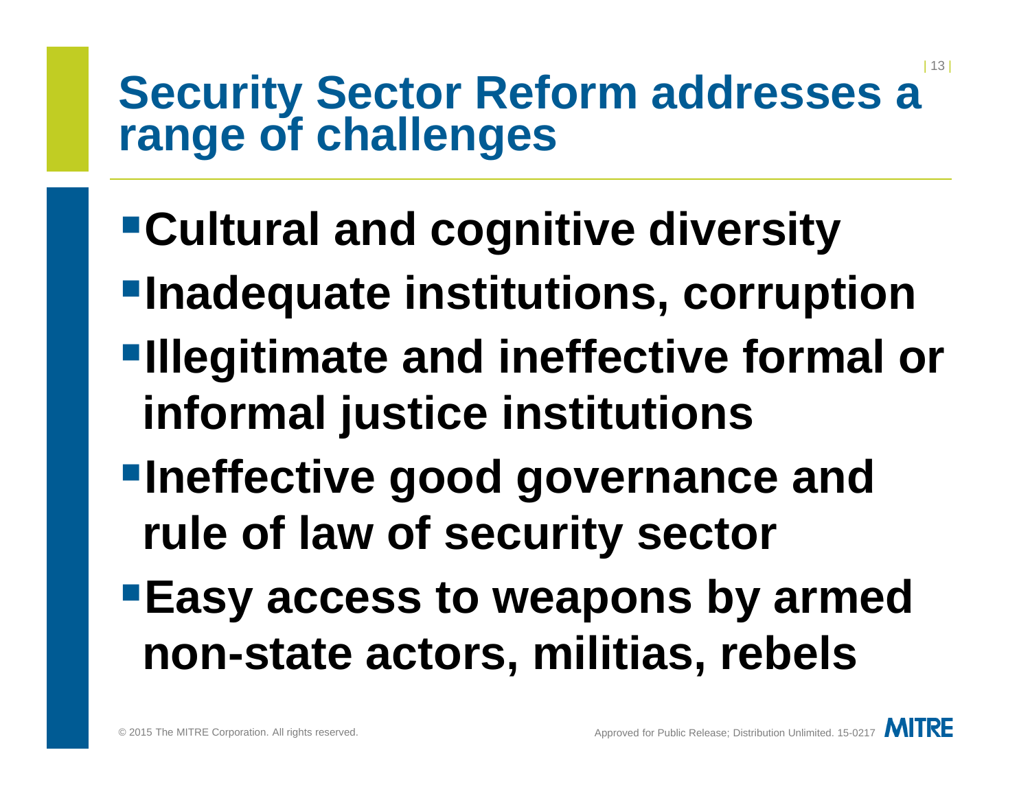# Security Sector Reform addresses a range of challenges

- **Cultural and cognitive diversity**
- **Inadequate institutions, corruption**
- **Illegitimate and ineffective formal or informal justice institutions**
- **Ineffective good governance and rule of law of security sector**
- **Easy access to weapons by armed non-state actors, militias, rebels**

© 2015 The MITRE Corporation. All rights reserved.

Approved for Public Release; Distribution Unlimited. 15-0217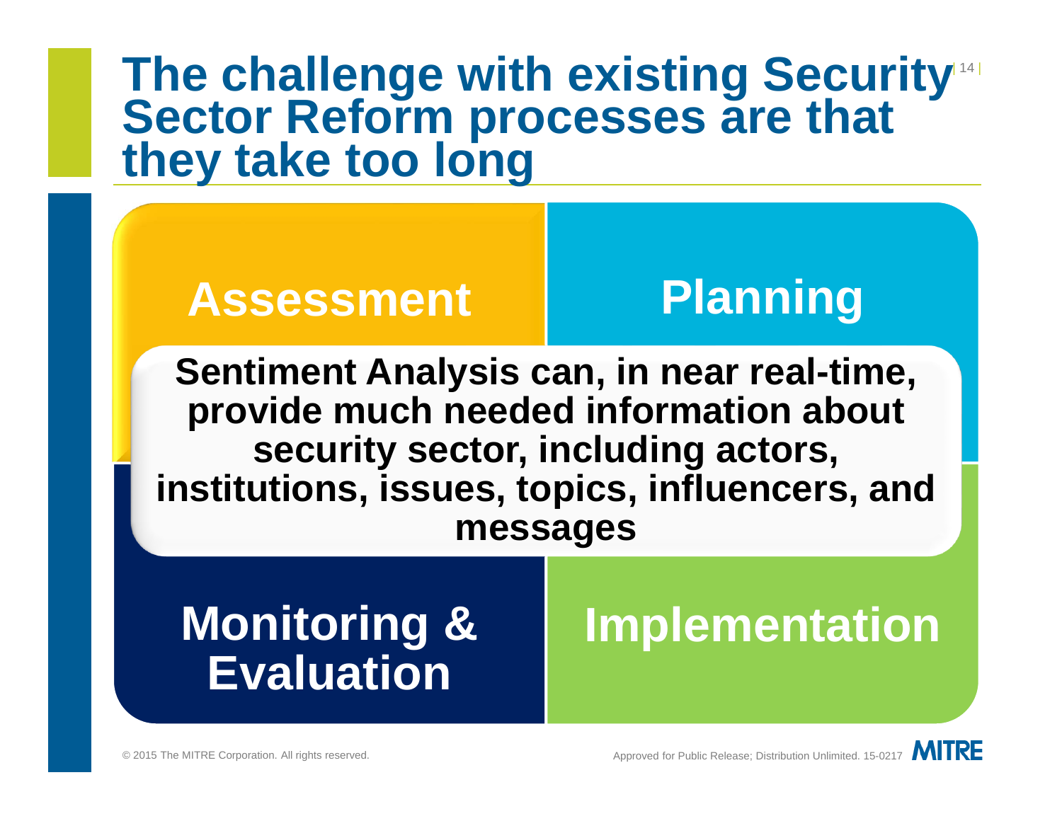# The challenge with existing Security Sector Reform processes are that they take too long

**Assessment**

**Planning**

**Sentiment Analysis can, in near real-time, provide much needed information about security sector, including actors, institutions, issues, topics, influencers, and messages**

**Monitoring & Evaluation**

**Implementation**

© 2015 The MITRE Corporation. All rights reserved.

Approved for Public Release; Distribution Unlimited. 15-0217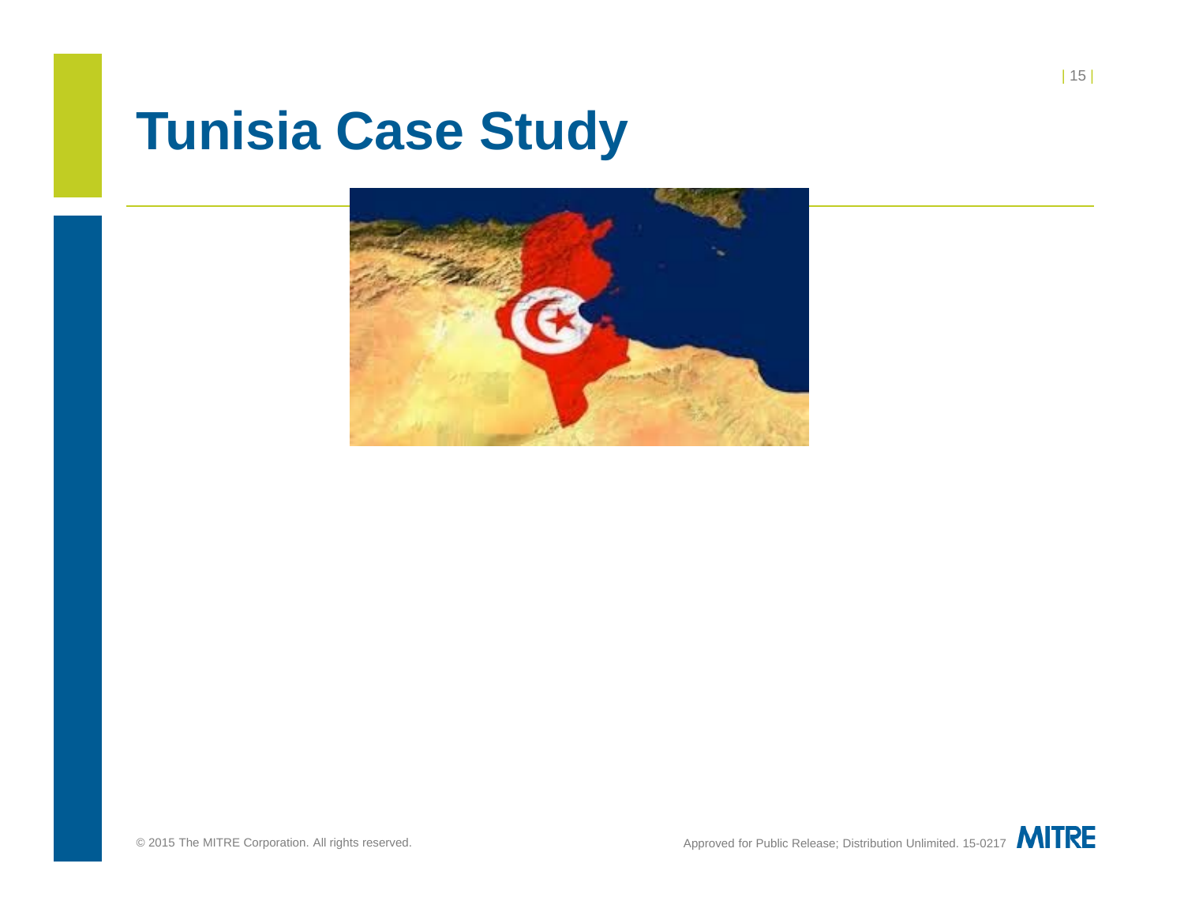# Tunisia Case Study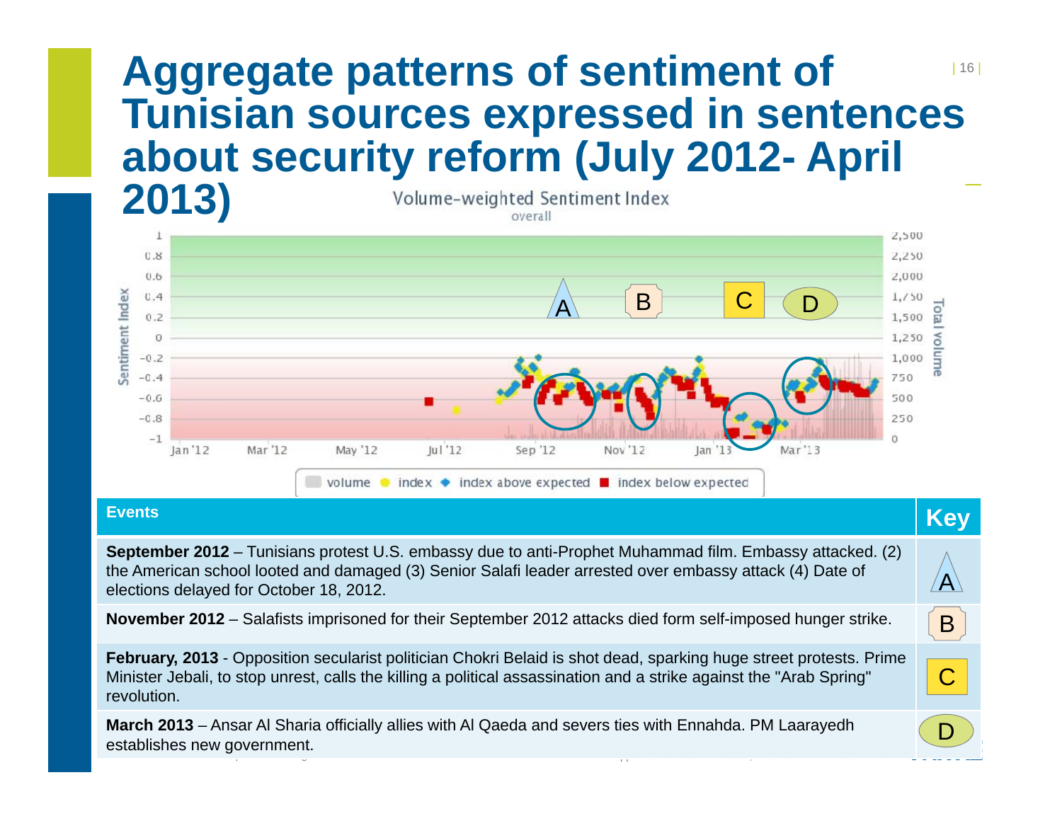# Aggregate patterns of sentiment of Tunisian sources expressed in sentences about security reform (July 2012- April 2013)

Volume-weighted Sentiment Index

overall

Legend: volume, index, index above expected, index below expected

| Events | Key |
|---|---|
| **September 2012** – Tunisians protest U.S. embassy due to anti-Prophet Muhammad film. Embassy attacked. (2) the American school looted and damaged (3) Senior Salafi leader arrested over embassy attack (4) Date of elections delayed for October 18, 2012. | A |
| **November 2012** – Salafists imprisoned for their September 2012 attacks died form self-imposed hunger strike. | B |
| **February, 2013** - Opposition secularist politician Chokri Belaid is shot dead, sparking huge street protests. Prime Minister Jebali, to stop unrest, calls the killing a political assassination and a strike against the "Arab Spring" revolution. | C |
| **March 2013** – Ansar Al Sharia officially allies with Al Qaeda and severs ties with Ennahda. PM Laarayedh establishes new government. | D |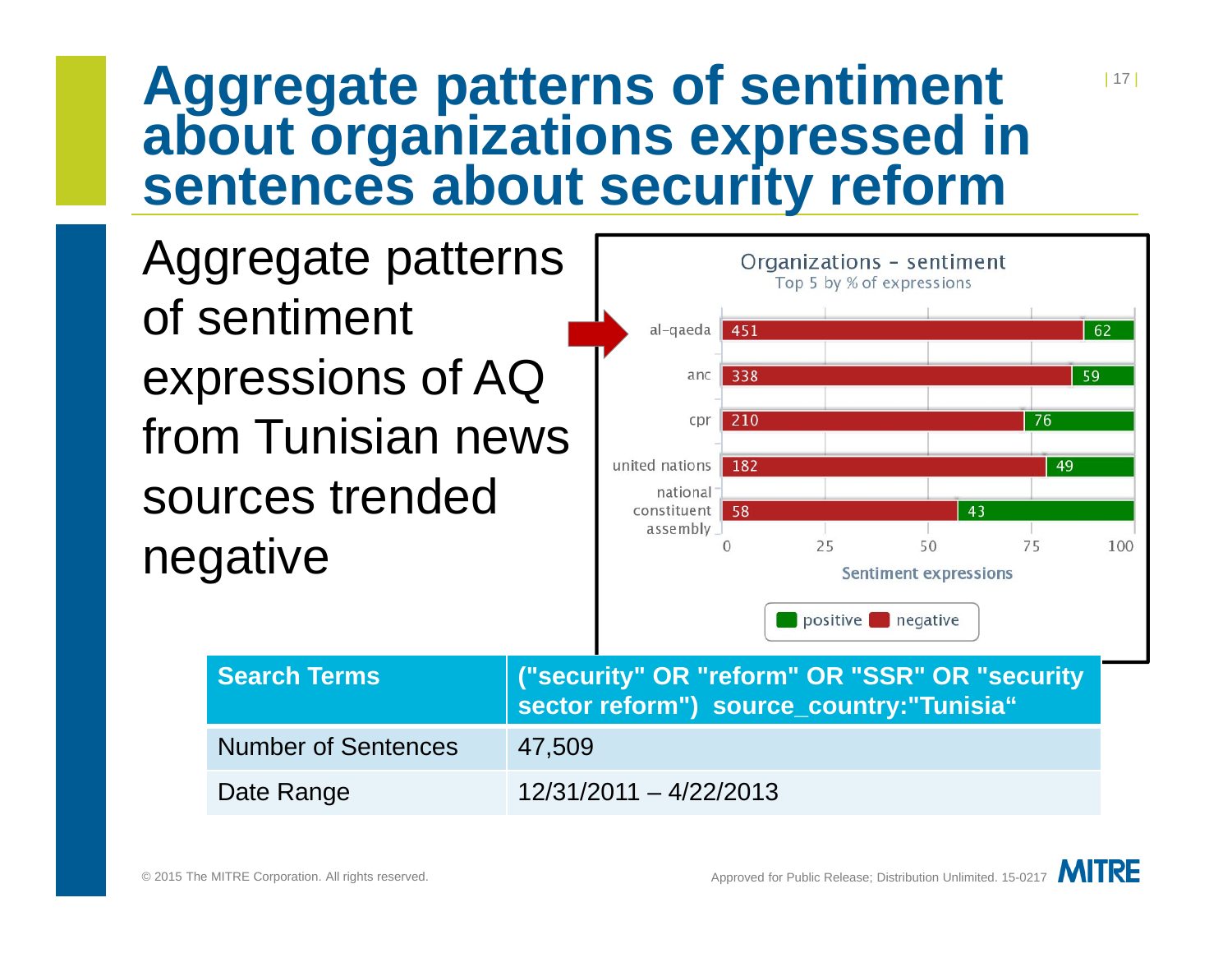# Aggregate patterns of sentiment about organizations expressed in sentences about security reform

Aggregate patterns of sentiment expressions of AQ from Tunisian news sources trended negative

**Organizations - sentiment**
Top 5 by % of expressions

| Organization | negative | positive |
|---|---|---|
| al-qaeda | 451 | 62 |
| anc | 338 | 59 |
| cpr | 210 | 76 |
| united nations | 182 | 49 |
| national constituent assembly | 58 | 43 |

Sentiment expressions (0, 25, 50, 75, 100)

positive / negative

| **Search Terms** | **("security" OR "reform" OR "SSR" OR "security sector reform") source_country:"Tunisia“** |
|---|---|
| Number of Sentences | 47,509 |
| Date Range | 12/31/2011 – 4/22/2013 |

© 2015 The MITRE Corporation. All rights reserved.

Approved for Public Release; Distribution Unlimited. 15-0217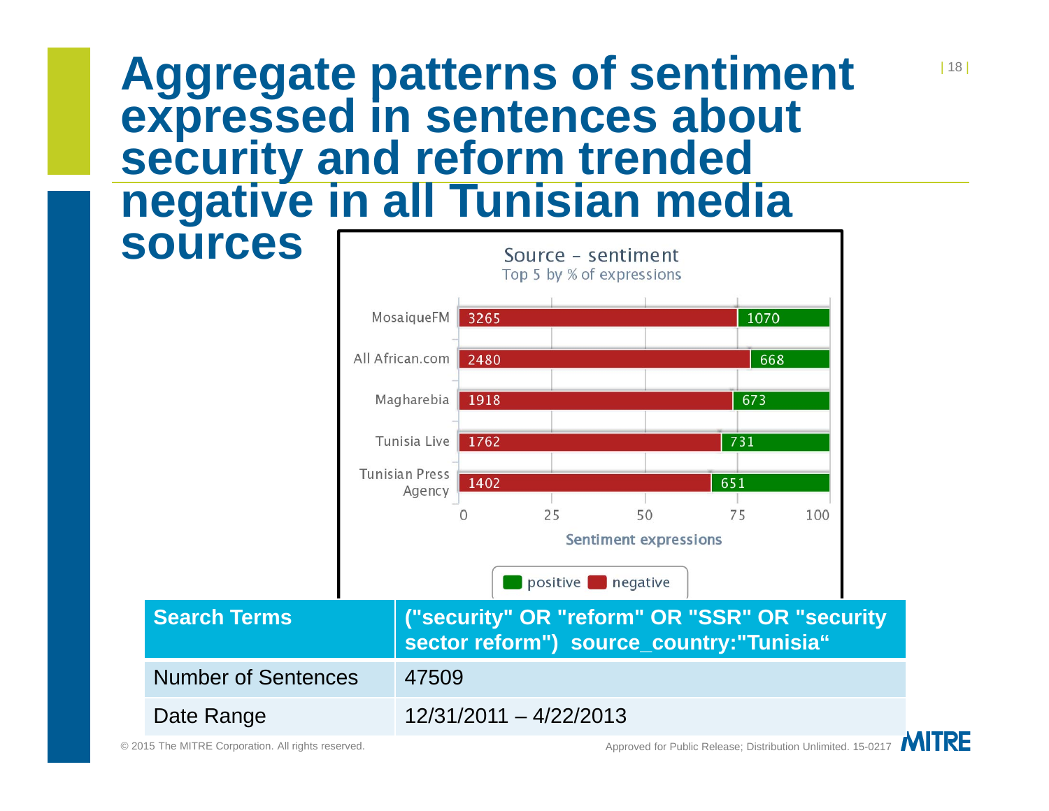# Aggregate patterns of sentiment expressed in sentences about security and reform trended negative in all Tunisian media sources

**Source – sentiment**
Top 5 by % of expressions

| Source | Negative | Positive |
|---|---|---|
| MosaiqueFM | 3265 | 1070 |
| All African.com | 2480 | 668 |
| Magharebia | 1918 | 673 |
| Tunisia Live | 1762 | 731 |
| Tunisian Press Agency | 1402 | 651 |

Sentiment expressions (0–100)

| Search Terms | ("security" OR "reform" OR "SSR" OR "security sector reform") source_country:"Tunisia“ |
|---|---|
| Number of Sentences | 47509 |
| Date Range | 12/31/2011 – 4/22/2013 |

© 2015 The MITRE Corporation. All rights reserved.

Approved for Public Release; Distribution Unlimited. 15-0217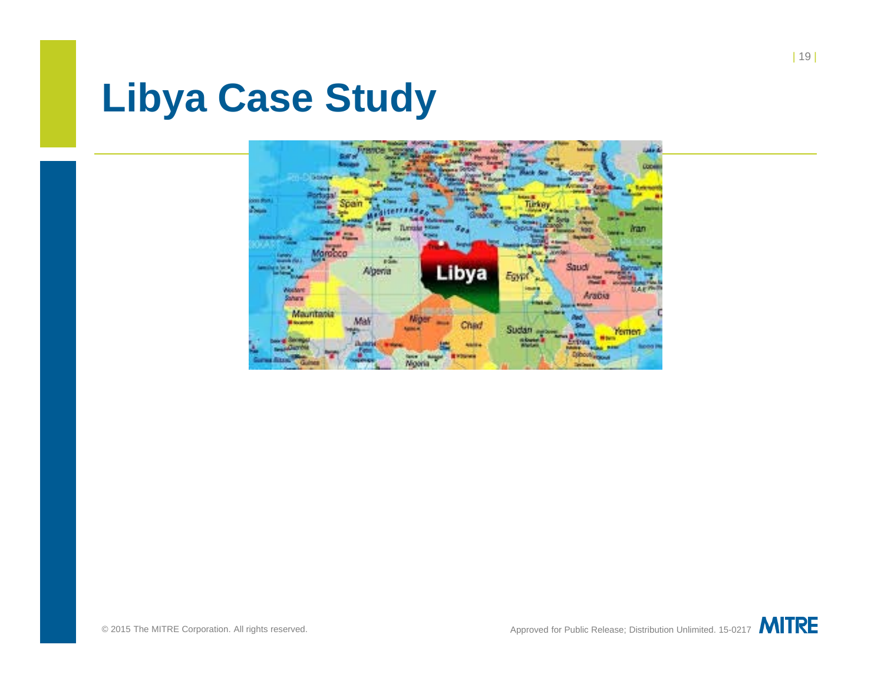# Libya Case Study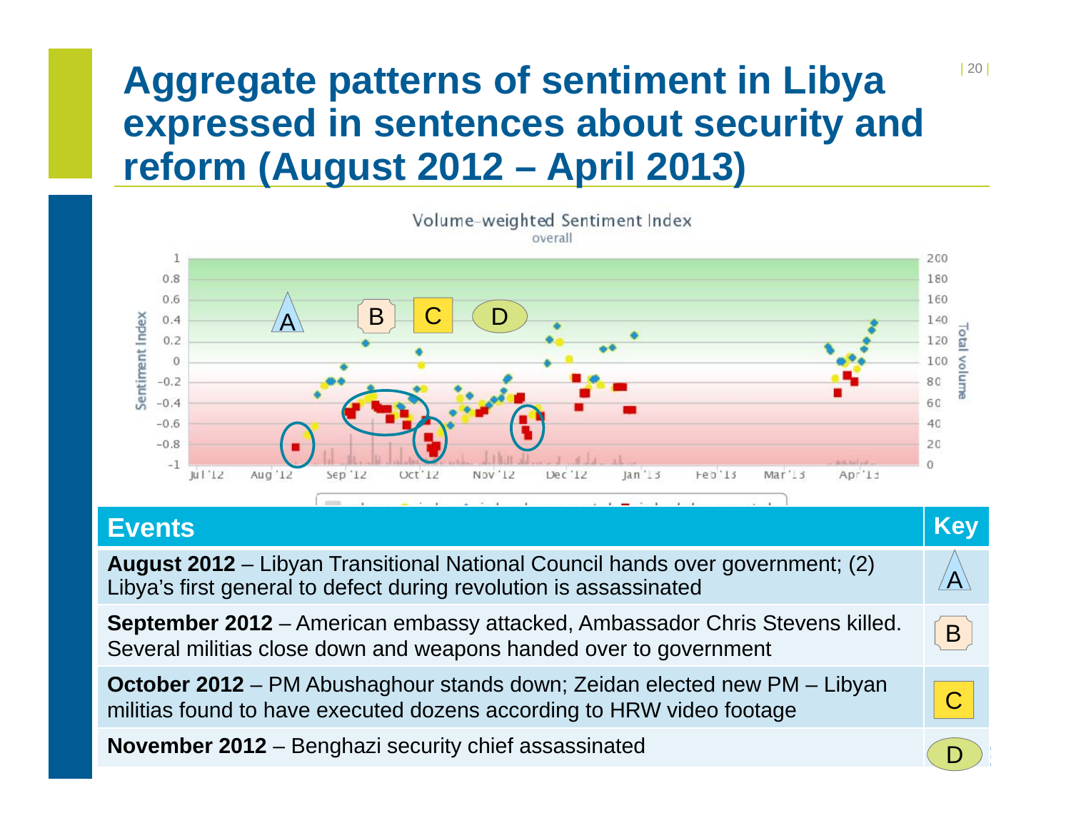# Aggregate patterns of sentiment in Libya expressed in sentences about security and reform (August 2012 – April 2013)

Volume-weighted Sentiment Index
overall

| Events | Key |
|---|---|
| **August 2012** – Libyan Transitional National Council hands over government; (2) Libya's first general to defect during revolution is assassinated | A |
| **September 2012** – American embassy attacked, Ambassador Chris Stevens killed. Several militias close down and weapons handed over to government | B |
| **October 2012** – PM Abushaghour stands down; Zeidan elected new PM – Libyan militias found to have executed dozens according to HRW video footage | C |
| **November 2012** – Benghazi security chief assassinated | D |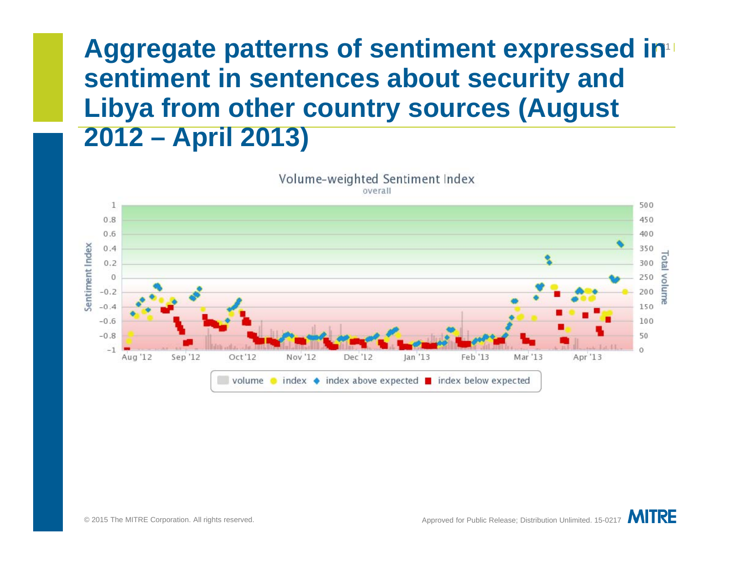# Aggregate patterns of sentiment expressed in sentiment in sentences about security and Libya from other country sources (August 2012 – April 2013)

Volume-weighted Sentiment Index

overall

Sentiment Index

Total volume

Aug '12 Sep '12 Oct '12 Nov '12 Dec '12 Jan '13 Feb '13 Mar '13 Apr '13

volume index index above expected index below expected

© 2015 The MITRE Corporation. All rights reserved.

Approved for Public Release; Distribution Unlimited. 15-0217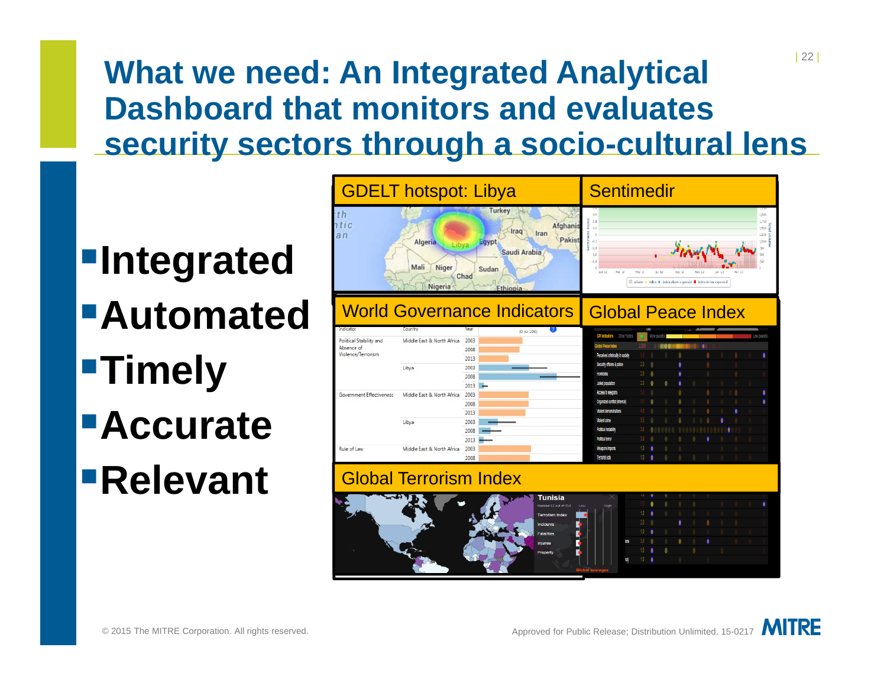# What we need: An Integrated Analytical Dashboard that monitors and evaluates security sectors through a socio-cultural lens

- **Integrated**
- **Automated**
- **Timely**
- **Accurate**
- **Relevant**

GDELT hotspot: Libya

Sentimedir

World Governance Indicators

Global Peace Index

Global Terrorism Index

© 2015 The MITRE Corporation. All rights reserved.

Approved for Public Release; Distribution Unlimited. 15-0217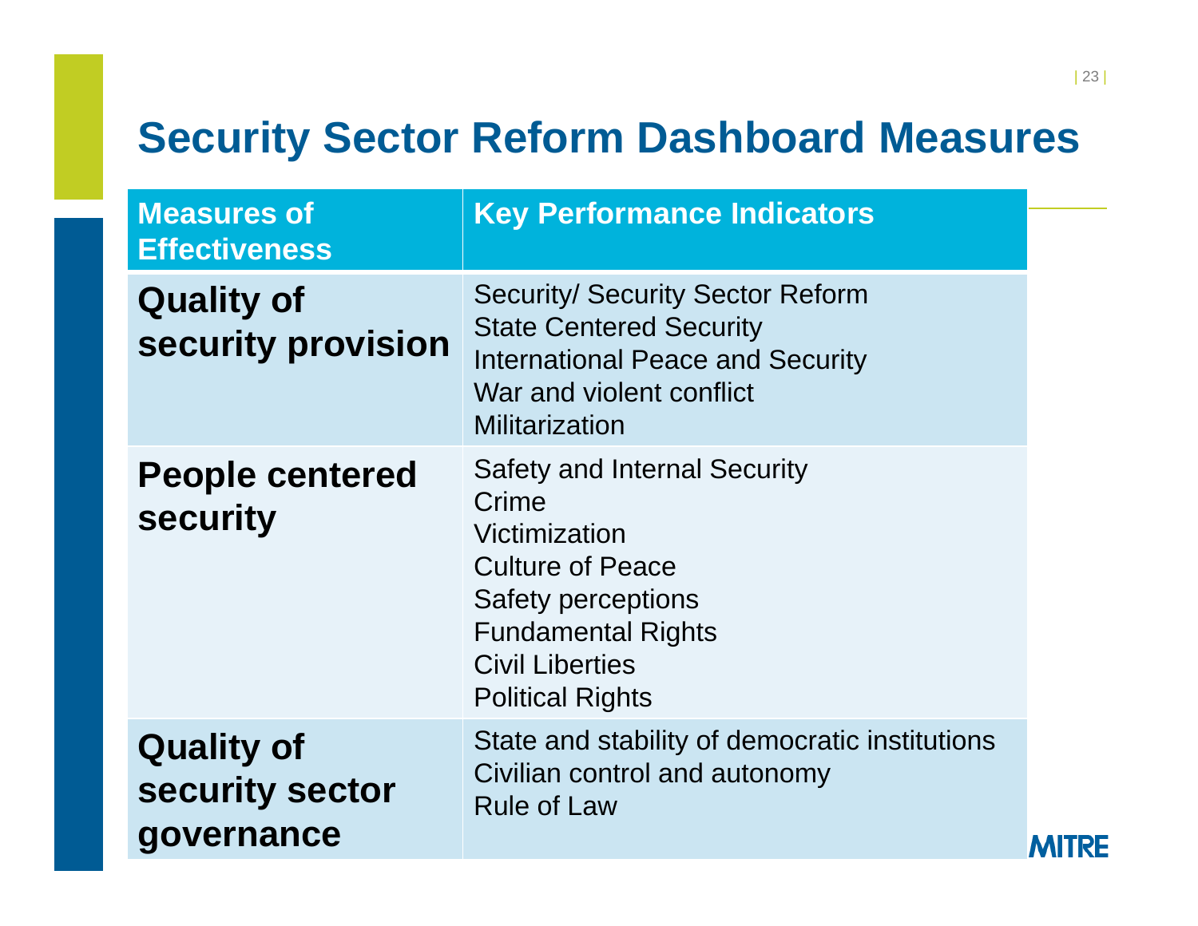# Security Sector Reform Dashboard Measures

| Measures of Effectiveness | Key Performance Indicators |
|---|---|
| **Quality of security provision** | Security/ Security Sector Reform<br>State Centered Security<br>International Peace and Security<br>War and violent conflict<br>Militarization |
| **People centered security** | Safety and Internal Security<br>Crime<br>Victimization<br>Culture of Peace<br>Safety perceptions<br>Fundamental Rights<br>Civil Liberties<br>Political Rights |
| **Quality of security sector governance** | State and stability of democratic institutions<br>Civilian control and autonomy<br>Rule of Law |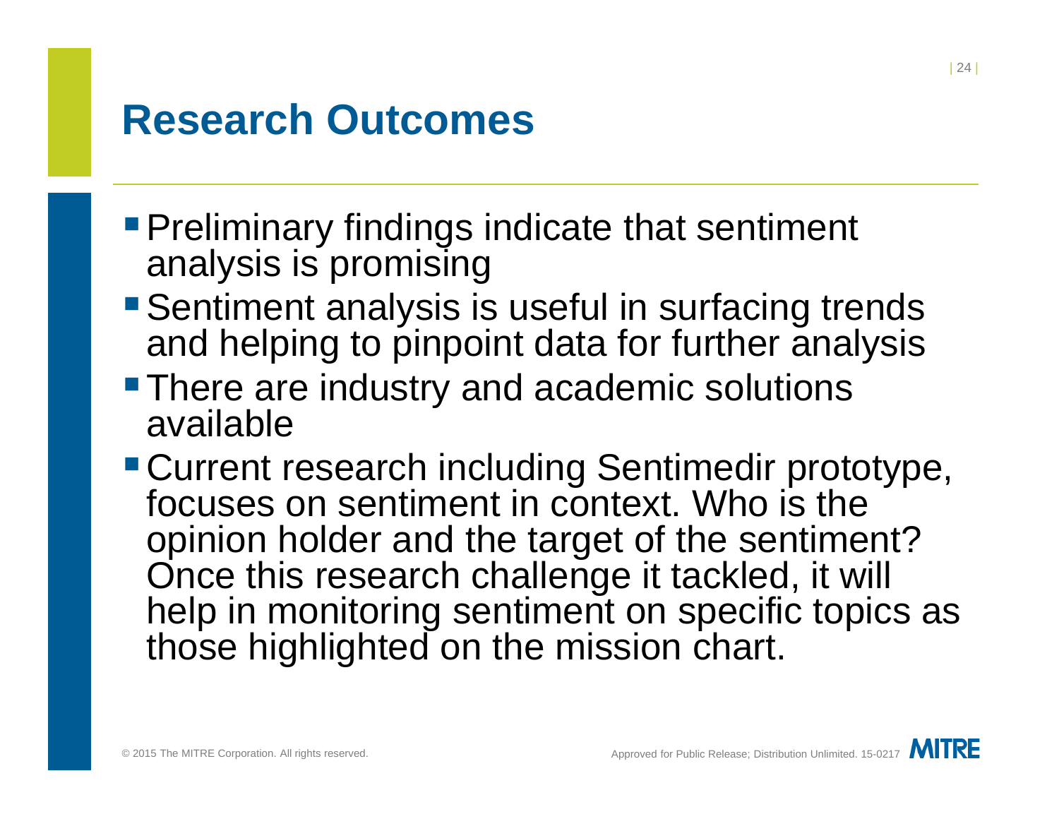# Research Outcomes

- Preliminary findings indicate that sentiment analysis is promising
- Sentiment analysis is useful in surfacing trends and helping to pinpoint data for further analysis
- There are industry and academic solutions available
- Current research including Sentimedir prototype, focuses on sentiment in context. Who is the opinion holder and the target of the sentiment? Once this research challenge it tackled, it will help in monitoring sentiment on specific topics as those highlighted on the mission chart.

© 2015 The MITRE Corporation. All rights reserved.

Approved for Public Release; Distribution Unlimited. 15-0217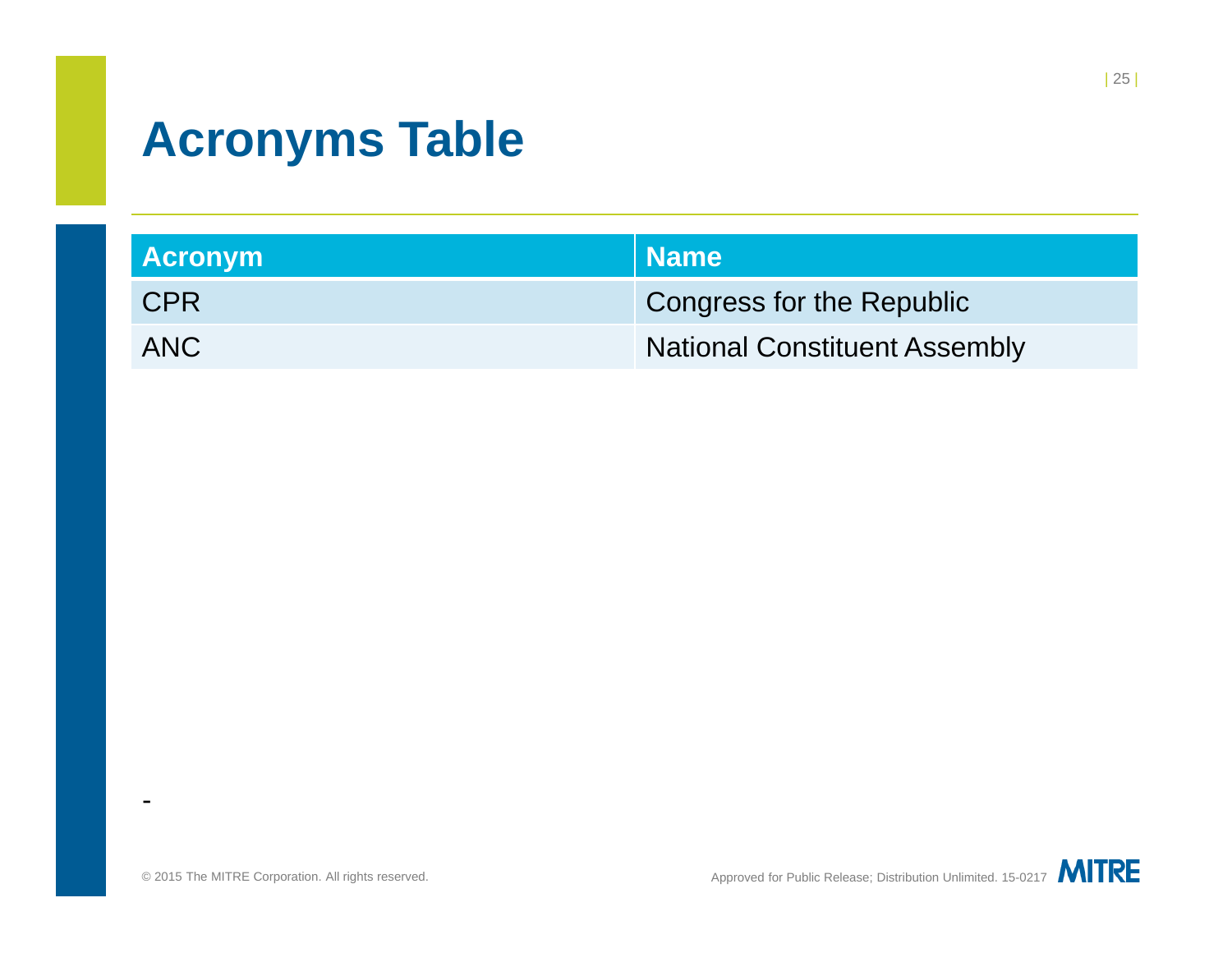# Acronyms Table

| Acronym | Name |
|---|---|
| CPR | Congress for the Republic |
| ANC | National Constituent Assembly |

-

© 2015 The MITRE Corporation. All rights reserved.

Approved for Public Release; Distribution Unlimited. 15-0217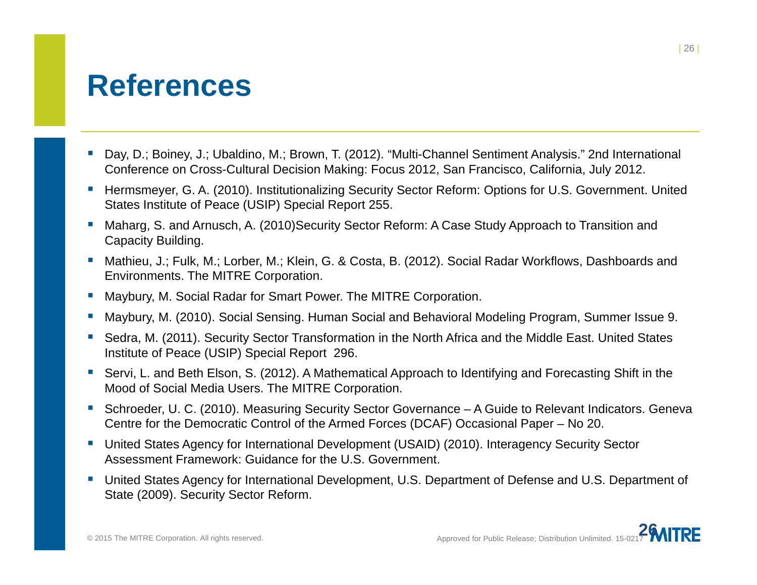# References

- Day, D.; Boiney, J.; Ubaldino, M.; Brown, T. (2012). "Multi-Channel Sentiment Analysis." 2nd International Conference on Cross-Cultural Decision Making: Focus 2012, San Francisco, California, July 2012.
- Hermsmeyer, G. A. (2010). Institutionalizing Security Sector Reform: Options for U.S. Government. United States Institute of Peace (USIP) Special Report 255.
- Maharg, S. and Arnusch, A. (2010)Security Sector Reform: A Case Study Approach to Transition and Capacity Building.
- Mathieu, J.; Fulk, M.; Lorber, M.; Klein, G. & Costa, B. (2012). Social Radar Workflows, Dashboards and Environments. The MITRE Corporation.
- Maybury, M. Social Radar for Smart Power. The MITRE Corporation.
- Maybury, M. (2010). Social Sensing. Human Social and Behavioral Modeling Program, Summer Issue 9.
- Sedra, M. (2011). Security Sector Transformation in the North Africa and the Middle East. United States Institute of Peace (USIP) Special Report 296.
- Servi, L. and Beth Elson, S. (2012). A Mathematical Approach to Identifying and Forecasting Shift in the Mood of Social Media Users. The MITRE Corporation.
- Schroeder, U. C. (2010). Measuring Security Sector Governance – A Guide to Relevant Indicators. Geneva Centre for the Democratic Control of the Armed Forces (DCAF) Occasional Paper – No 20.
- United States Agency for International Development (USAID) (2010). Interagency Security Sector Assessment Framework: Guidance for the U.S. Government.
- United States Agency for International Development, U.S. Department of Defense and U.S. Department of State (2009). Security Sector Reform.

© 2015 The MITRE Corporation. All rights reserved.

Approved for Public Release; Distribution Unlimited. 15-0217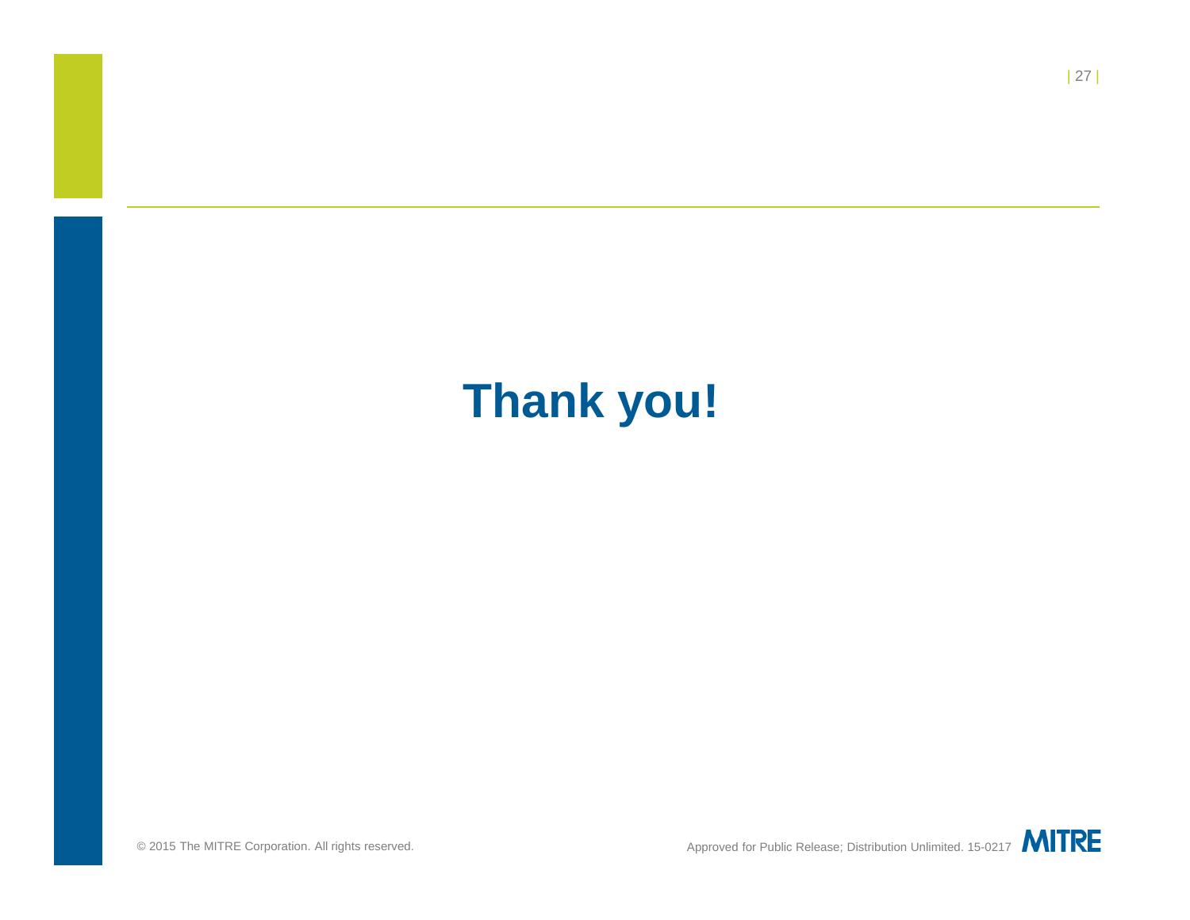# Thank you!